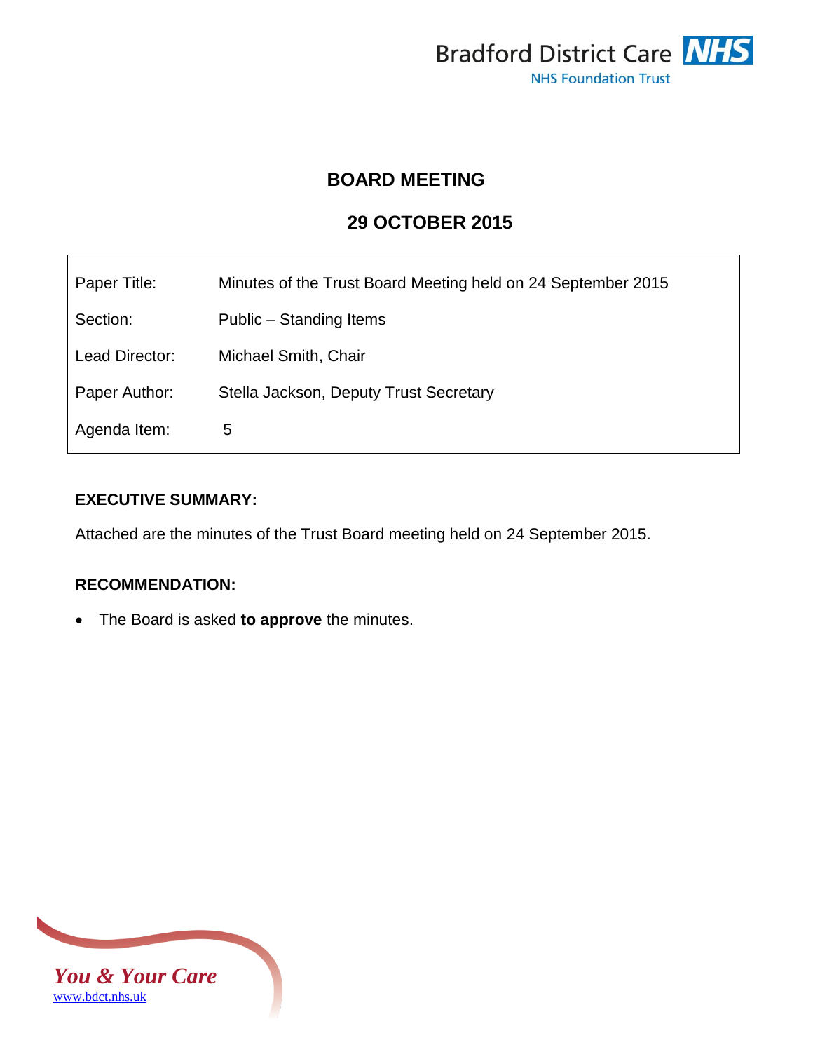Bradford District Care NHS
NHS Foundation Trust

# BOARD MEETING

## 29 OCTOBER 2015

| | |
|---|---|
| Paper Title: | Minutes of the Trust Board Meeting held on 24 September 2015 |
| Section: | Public – Standing Items |
| Lead Director: | Michael Smith, Chair |
| Paper Author: | Stella Jackson, Deputy Trust Secretary |
| Agenda Item: | 5 |

**EXECUTIVE SUMMARY:**

Attached are the minutes of the Trust Board meeting held on 24 September 2015.

**RECOMMENDATION:**

- The Board is asked **to approve** the minutes.

*You & Your Care*
www.bdct.nhs.uk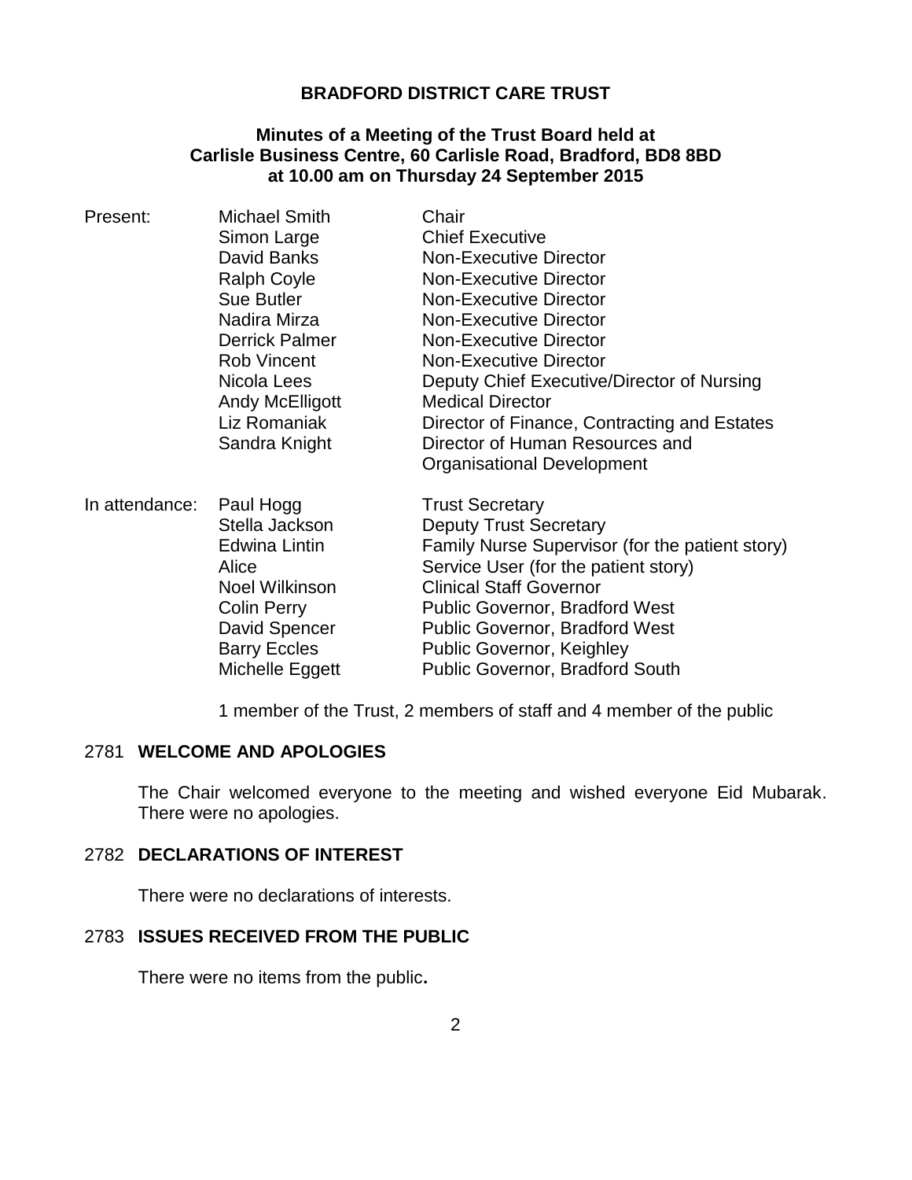**BRADFORD DISTRICT CARE TRUST**

**Minutes of a Meeting of the Trust Board held at Carlisle Business Centre, 60 Carlisle Road, Bradford, BD8 8BD at 10.00 am on Thursday 24 September 2015**

| | | |
|---|---|---|
| Present: | Michael Smith | Chair |
| | Simon Large | Chief Executive |
| | David Banks | Non-Executive Director |
| | Ralph Coyle | Non-Executive Director |
| | Sue Butler | Non-Executive Director |
| | Nadira Mirza | Non-Executive Director |
| | Derrick Palmer | Non-Executive Director |
| | Rob Vincent | Non-Executive Director |
| | Nicola Lees | Deputy Chief Executive/Director of Nursing |
| | Andy McElligott | Medical Director |
| | Liz Romaniak | Director of Finance, Contracting and Estates |
| | Sandra Knight | Director of Human Resources and Organisational Development |
| In attendance: | Paul Hogg | Trust Secretary |
| | Stella Jackson | Deputy Trust Secretary |
| | Edwina Lintin | Family Nurse Supervisor (for the patient story) |
| | Alice | Service User (for the patient story) |
| | Noel Wilkinson | Clinical Staff Governor |
| | Colin Perry | Public Governor, Bradford West |
| | David Spencer | Public Governor, Bradford West |
| | Barry Eccles | Public Governor, Keighley |
| | Michelle Eggett | Public Governor, Bradford South |

1 member of the Trust, 2 members of staff and 4 member of the public

## 2781 WELCOME AND APOLOGIES

The Chair welcomed everyone to the meeting and wished everyone Eid Mubarak. There were no apologies.

## 2782 DECLARATIONS OF INTEREST

There were no declarations of interests.

## 2783 ISSUES RECEIVED FROM THE PUBLIC

There were no items from the public**.**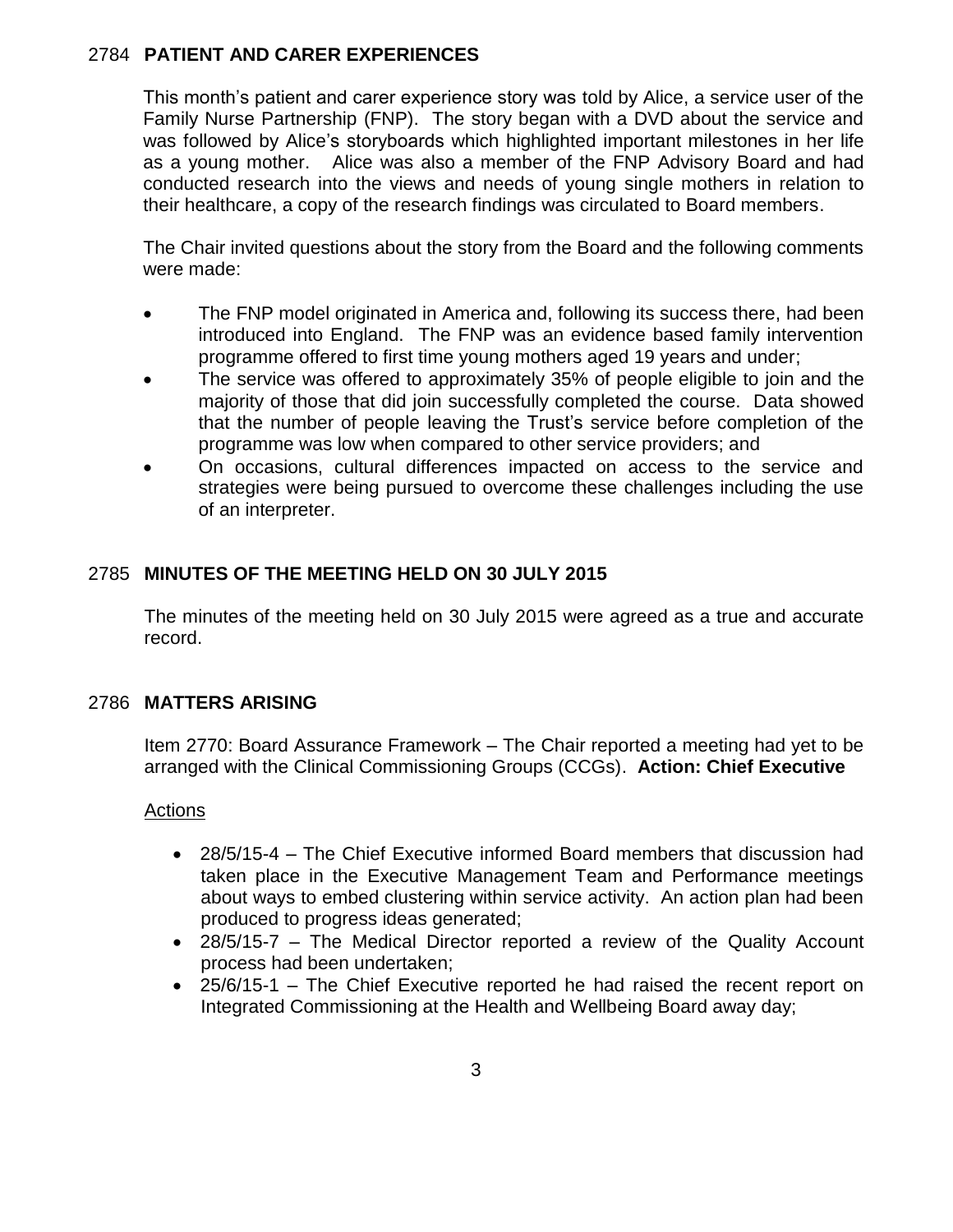## 2784 PATIENT AND CARER EXPERIENCES

This month's patient and carer experience story was told by Alice, a service user of the Family Nurse Partnership (FNP). The story began with a DVD about the service and was followed by Alice's storyboards which highlighted important milestones in her life as a young mother. Alice was also a member of the FNP Advisory Board and had conducted research into the views and needs of young single mothers in relation to their healthcare, a copy of the research findings was circulated to Board members.

The Chair invited questions about the story from the Board and the following comments were made:

- The FNP model originated in America and, following its success there, had been introduced into England. The FNP was an evidence based family intervention programme offered to first time young mothers aged 19 years and under;
- The service was offered to approximately 35% of people eligible to join and the majority of those that did join successfully completed the course. Data showed that the number of people leaving the Trust's service before completion of the programme was low when compared to other service providers; and
- On occasions, cultural differences impacted on access to the service and strategies were being pursued to overcome these challenges including the use of an interpreter.

## 2785 MINUTES OF THE MEETING HELD ON 30 JULY 2015

The minutes of the meeting held on 30 July 2015 were agreed as a true and accurate record.

## 2786 MATTERS ARISING

Item 2770: Board Assurance Framework – The Chair reported a meeting had yet to be arranged with the Clinical Commissioning Groups (CCGs). **Action: Chief Executive**

Actions

- 28/5/15-4 – The Chief Executive informed Board members that discussion had taken place in the Executive Management Team and Performance meetings about ways to embed clustering within service activity. An action plan had been produced to progress ideas generated;
- 28/5/15-7 – The Medical Director reported a review of the Quality Account process had been undertaken;
- 25/6/15-1 – The Chief Executive reported he had raised the recent report on Integrated Commissioning at the Health and Wellbeing Board away day;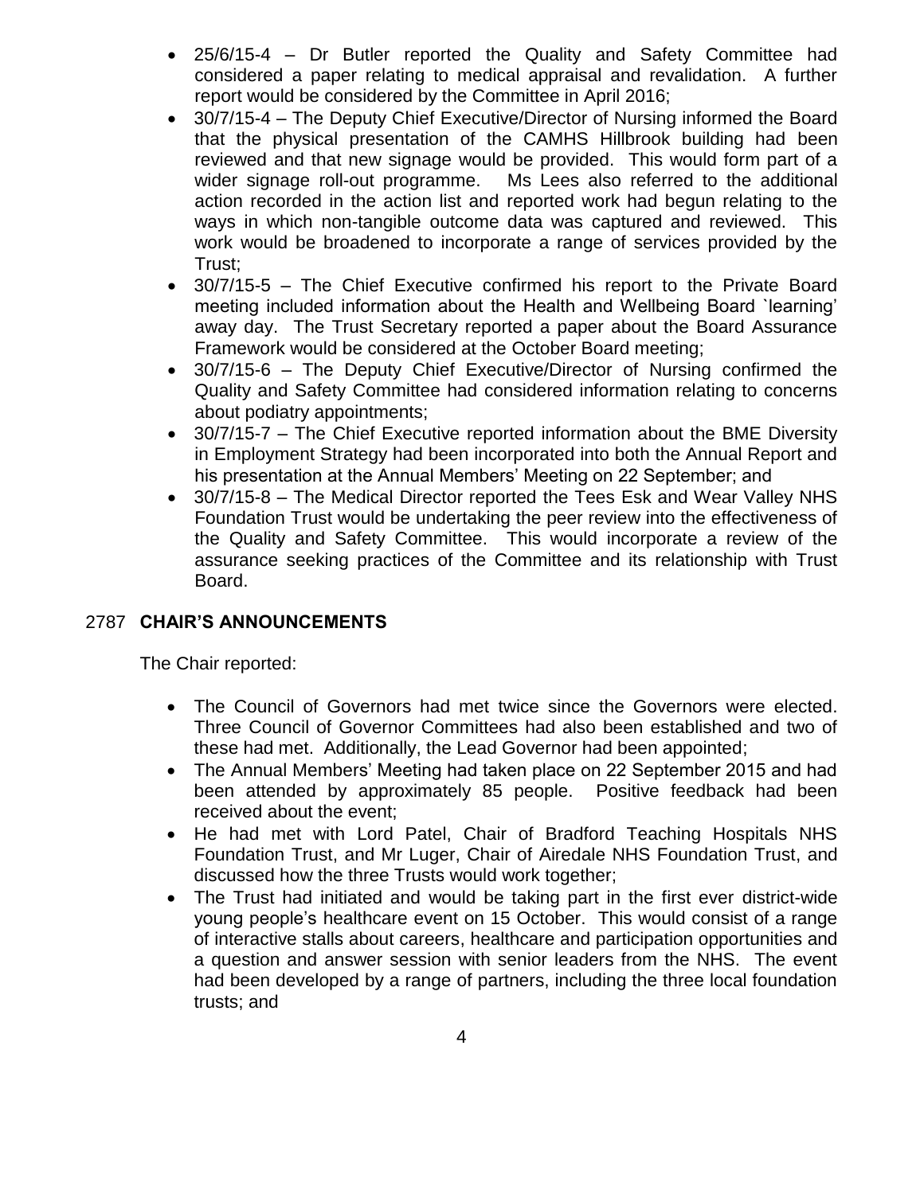- 25/6/15-4 – Dr Butler reported the Quality and Safety Committee had considered a paper relating to medical appraisal and revalidation. A further report would be considered by the Committee in April 2016;
- 30/7/15-4 – The Deputy Chief Executive/Director of Nursing informed the Board that the physical presentation of the CAMHS Hillbrook building had been reviewed and that new signage would be provided. This would form part of a wider signage roll-out programme. Ms Lees also referred to the additional action recorded in the action list and reported work had begun relating to the ways in which non-tangible outcome data was captured and reviewed. This work would be broadened to incorporate a range of services provided by the Trust;
- 30/7/15-5 – The Chief Executive confirmed his report to the Private Board meeting included information about the Health and Wellbeing Board `learning' away day. The Trust Secretary reported a paper about the Board Assurance Framework would be considered at the October Board meeting;
- 30/7/15-6 – The Deputy Chief Executive/Director of Nursing confirmed the Quality and Safety Committee had considered information relating to concerns about podiatry appointments;
- 30/7/15-7 – The Chief Executive reported information about the BME Diversity in Employment Strategy had been incorporated into both the Annual Report and his presentation at the Annual Members' Meeting on 22 September; and
- 30/7/15-8 – The Medical Director reported the Tees Esk and Wear Valley NHS Foundation Trust would be undertaking the peer review into the effectiveness of the Quality and Safety Committee. This would incorporate a review of the assurance seeking practices of the Committee and its relationship with Trust Board.

## 2787 **CHAIR'S ANNOUNCEMENTS**

The Chair reported:

- The Council of Governors had met twice since the Governors were elected. Three Council of Governor Committees had also been established and two of these had met. Additionally, the Lead Governor had been appointed;
- The Annual Members' Meeting had taken place on 22 September 2015 and had been attended by approximately 85 people. Positive feedback had been received about the event;
- He had met with Lord Patel, Chair of Bradford Teaching Hospitals NHS Foundation Trust, and Mr Luger, Chair of Airedale NHS Foundation Trust, and discussed how the three Trusts would work together;
- The Trust had initiated and would be taking part in the first ever district-wide young people's healthcare event on 15 October. This would consist of a range of interactive stalls about careers, healthcare and participation opportunities and a question and answer session with senior leaders from the NHS. The event had been developed by a range of partners, including the three local foundation trusts; and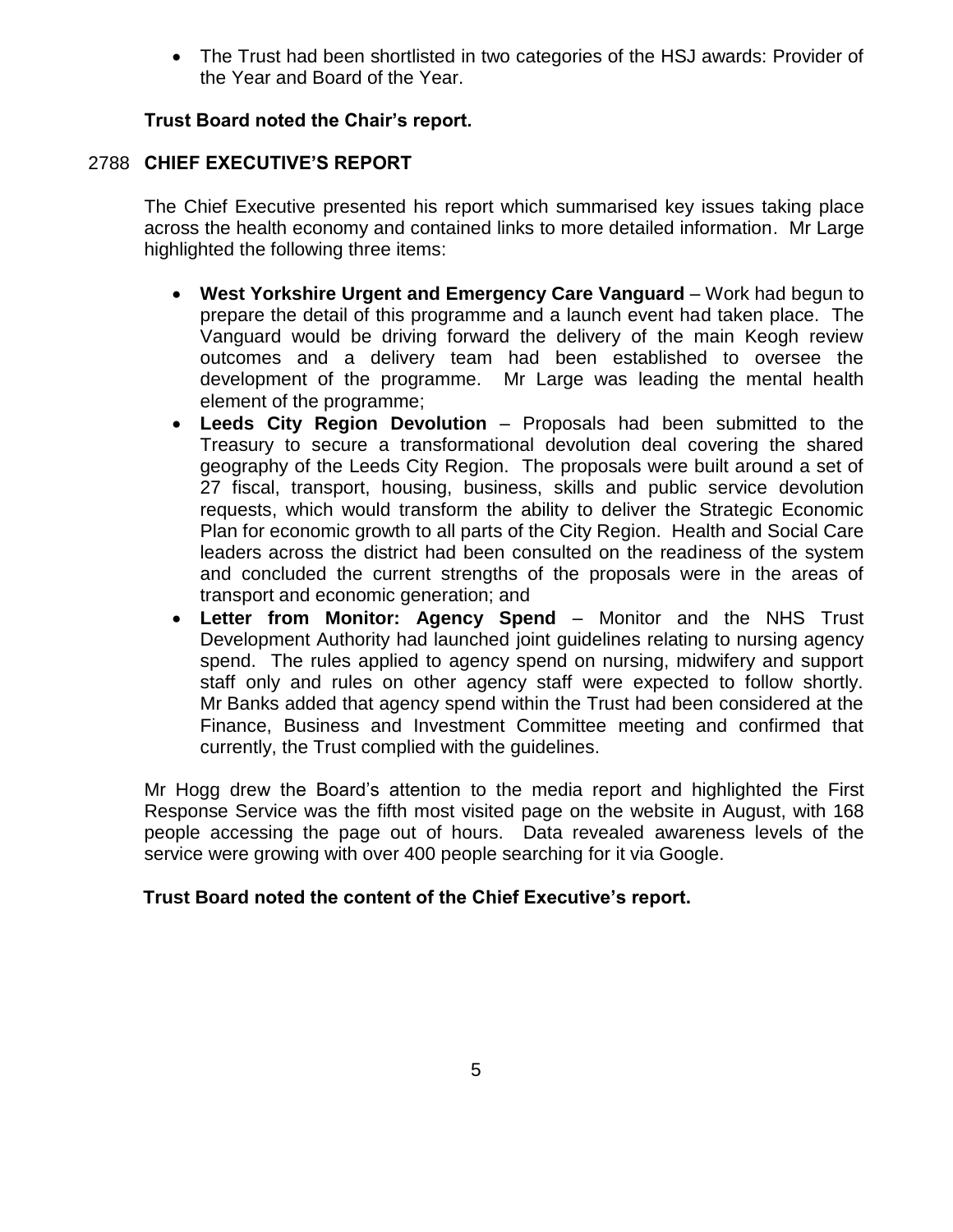- The Trust had been shortlisted in two categories of the HSJ awards: Provider of the Year and Board of the Year.

**Trust Board noted the Chair's report.**

## 2788 CHIEF EXECUTIVE'S REPORT

The Chief Executive presented his report which summarised key issues taking place across the health economy and contained links to more detailed information. Mr Large highlighted the following three items:

- **West Yorkshire Urgent and Emergency Care Vanguard** – Work had begun to prepare the detail of this programme and a launch event had taken place. The Vanguard would be driving forward the delivery of the main Keogh review outcomes and a delivery team had been established to oversee the development of the programme. Mr Large was leading the mental health element of the programme;
- **Leeds City Region Devolution** – Proposals had been submitted to the Treasury to secure a transformational devolution deal covering the shared geography of the Leeds City Region. The proposals were built around a set of 27 fiscal, transport, housing, business, skills and public service devolution requests, which would transform the ability to deliver the Strategic Economic Plan for economic growth to all parts of the City Region. Health and Social Care leaders across the district had been consulted on the readiness of the system and concluded the current strengths of the proposals were in the areas of transport and economic generation; and
- **Letter from Monitor: Agency Spend** – Monitor and the NHS Trust Development Authority had launched joint guidelines relating to nursing agency spend. The rules applied to agency spend on nursing, midwifery and support staff only and rules on other agency staff were expected to follow shortly. Mr Banks added that agency spend within the Trust had been considered at the Finance, Business and Investment Committee meeting and confirmed that currently, the Trust complied with the guidelines.

Mr Hogg drew the Board's attention to the media report and highlighted the First Response Service was the fifth most visited page on the website in August, with 168 people accessing the page out of hours. Data revealed awareness levels of the service were growing with over 400 people searching for it via Google.

**Trust Board noted the content of the Chief Executive's report.**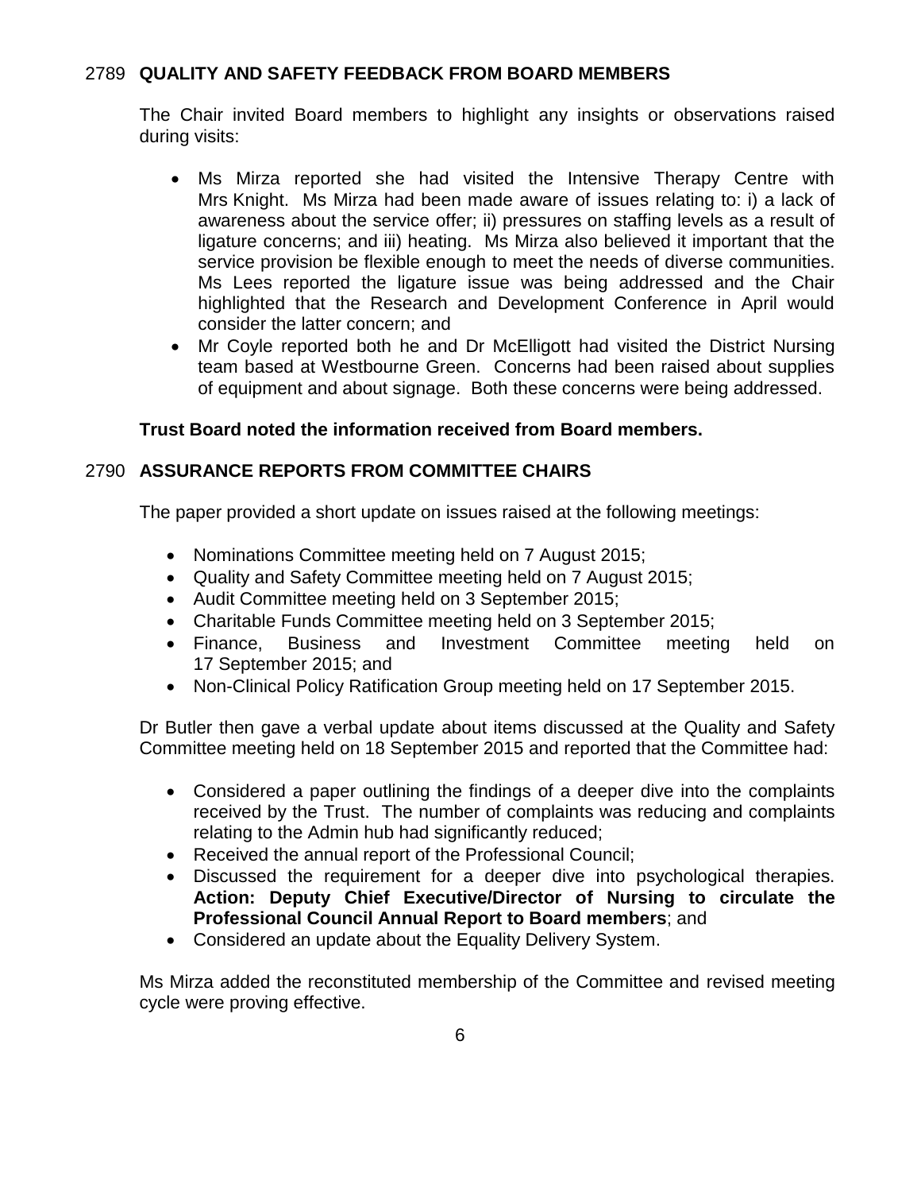## 2789 QUALITY AND SAFETY FEEDBACK FROM BOARD MEMBERS

The Chair invited Board members to highlight any insights or observations raised during visits:

- Ms Mirza reported she had visited the Intensive Therapy Centre with Mrs Knight. Ms Mirza had been made aware of issues relating to: i) a lack of awareness about the service offer; ii) pressures on staffing levels as a result of ligature concerns; and iii) heating. Ms Mirza also believed it important that the service provision be flexible enough to meet the needs of diverse communities. Ms Lees reported the ligature issue was being addressed and the Chair highlighted that the Research and Development Conference in April would consider the latter concern; and
- Mr Coyle reported both he and Dr McElligott had visited the District Nursing team based at Westbourne Green. Concerns had been raised about supplies of equipment and about signage. Both these concerns were being addressed.

**Trust Board noted the information received from Board members.**

## 2790 ASSURANCE REPORTS FROM COMMITTEE CHAIRS

The paper provided a short update on issues raised at the following meetings:

- Nominations Committee meeting held on 7 August 2015;
- Quality and Safety Committee meeting held on 7 August 2015;
- Audit Committee meeting held on 3 September 2015;
- Charitable Funds Committee meeting held on 3 September 2015;
- Finance, Business and Investment Committee meeting held on 17 September 2015; and
- Non-Clinical Policy Ratification Group meeting held on 17 September 2015.

Dr Butler then gave a verbal update about items discussed at the Quality and Safety Committee meeting held on 18 September 2015 and reported that the Committee had:

- Considered a paper outlining the findings of a deeper dive into the complaints received by the Trust. The number of complaints was reducing and complaints relating to the Admin hub had significantly reduced;
- Received the annual report of the Professional Council;
- Discussed the requirement for a deeper dive into psychological therapies. **Action: Deputy Chief Executive/Director of Nursing to circulate the Professional Council Annual Report to Board members**; and
- Considered an update about the Equality Delivery System.

Ms Mirza added the reconstituted membership of the Committee and revised meeting cycle were proving effective.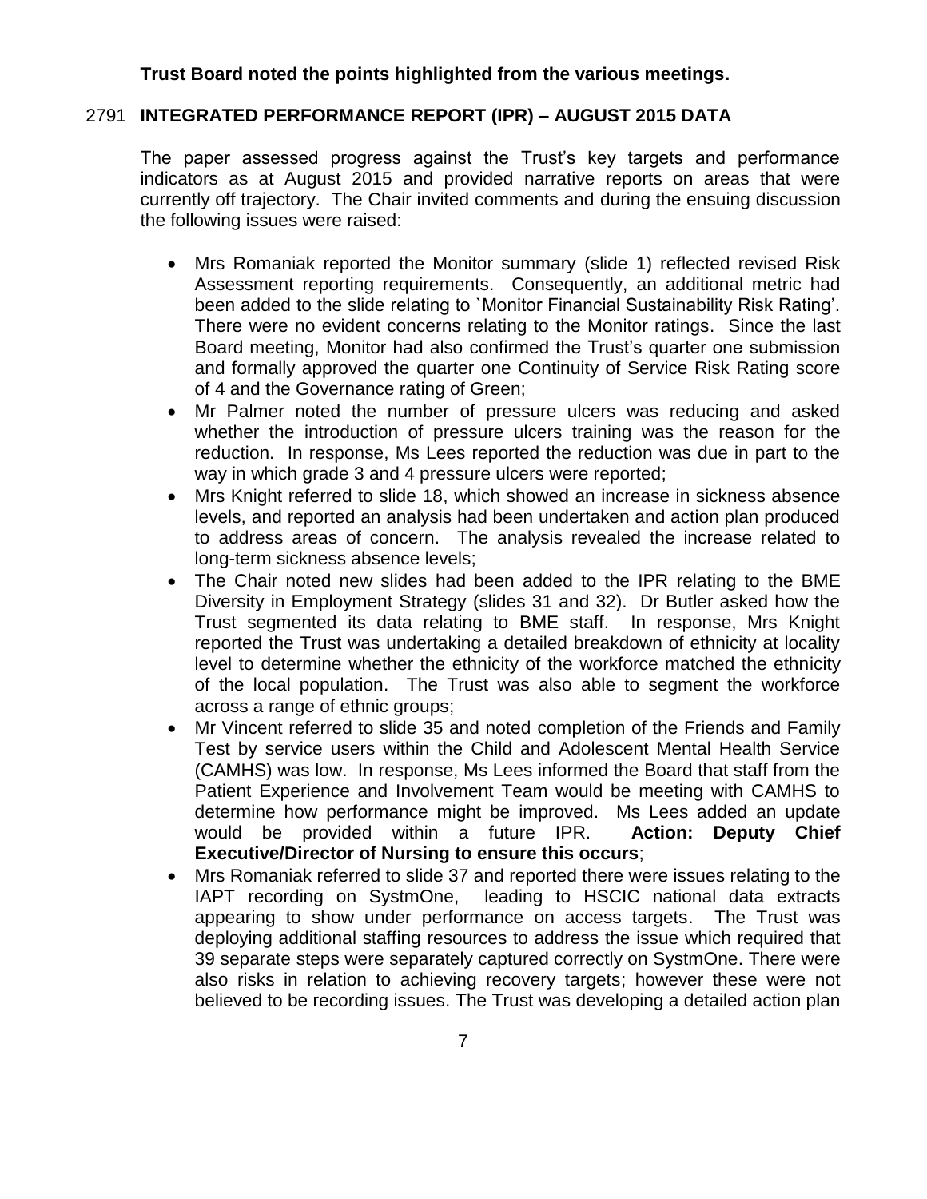**Trust Board noted the points highlighted from the various meetings.**

## 2791 INTEGRATED PERFORMANCE REPORT (IPR) – AUGUST 2015 DATA

The paper assessed progress against the Trust's key targets and performance indicators as at August 2015 and provided narrative reports on areas that were currently off trajectory. The Chair invited comments and during the ensuing discussion the following issues were raised:

- Mrs Romaniak reported the Monitor summary (slide 1) reflected revised Risk Assessment reporting requirements. Consequently, an additional metric had been added to the slide relating to `Monitor Financial Sustainability Risk Rating'. There were no evident concerns relating to the Monitor ratings. Since the last Board meeting, Monitor had also confirmed the Trust's quarter one submission and formally approved the quarter one Continuity of Service Risk Rating score of 4 and the Governance rating of Green;
- Mr Palmer noted the number of pressure ulcers was reducing and asked whether the introduction of pressure ulcers training was the reason for the reduction. In response, Ms Lees reported the reduction was due in part to the way in which grade 3 and 4 pressure ulcers were reported;
- Mrs Knight referred to slide 18, which showed an increase in sickness absence levels, and reported an analysis had been undertaken and action plan produced to address areas of concern. The analysis revealed the increase related to long-term sickness absence levels;
- The Chair noted new slides had been added to the IPR relating to the BME Diversity in Employment Strategy (slides 31 and 32). Dr Butler asked how the Trust segmented its data relating to BME staff. In response, Mrs Knight reported the Trust was undertaking a detailed breakdown of ethnicity at locality level to determine whether the ethnicity of the workforce matched the ethnicity of the local population. The Trust was also able to segment the workforce across a range of ethnic groups;
- Mr Vincent referred to slide 35 and noted completion of the Friends and Family Test by service users within the Child and Adolescent Mental Health Service (CAMHS) was low. In response, Ms Lees informed the Board that staff from the Patient Experience and Involvement Team would be meeting with CAMHS to determine how performance might be improved. Ms Lees added an update would be provided within a future IPR. **Action: Deputy Chief Executive/Director of Nursing to ensure this occurs**;
- Mrs Romaniak referred to slide 37 and reported there were issues relating to the IAPT recording on SystmOne, leading to HSCIC national data extracts appearing to show under performance on access targets. The Trust was deploying additional staffing resources to address the issue which required that 39 separate steps were separately captured correctly on SystmOne. There were also risks in relation to achieving recovery targets; however these were not believed to be recording issues. The Trust was developing a detailed action plan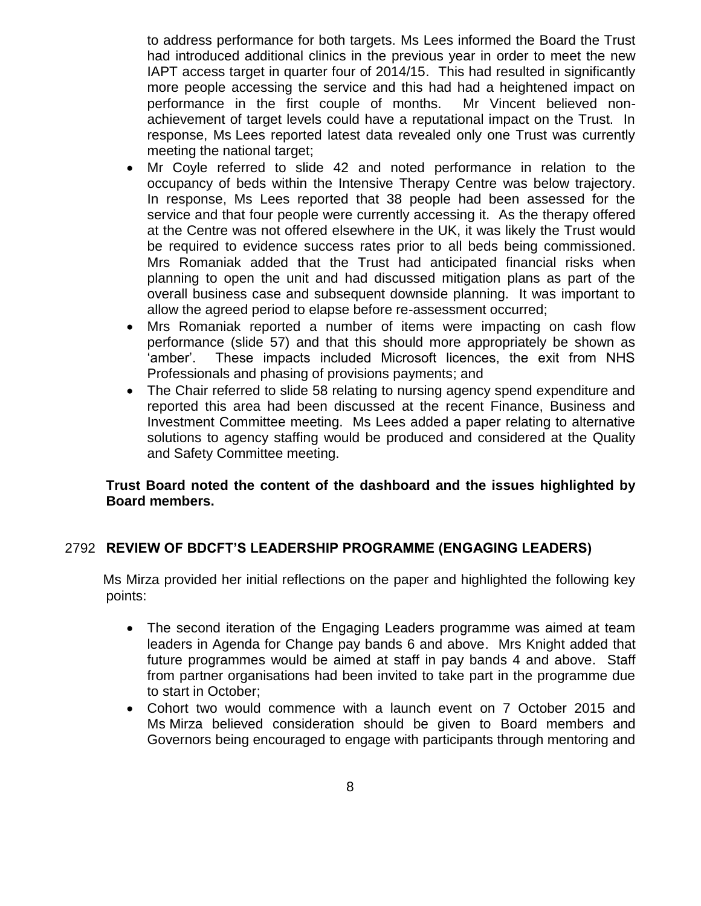to address performance for both targets. Ms Lees informed the Board the Trust had introduced additional clinics in the previous year in order to meet the new IAPT access target in quarter four of 2014/15. This had resulted in significantly more people accessing the service and this had had a heightened impact on performance in the first couple of months. Mr Vincent believed non-achievement of target levels could have a reputational impact on the Trust. In response, Ms Lees reported latest data revealed only one Trust was currently meeting the national target;

- Mr Coyle referred to slide 42 and noted performance in relation to the occupancy of beds within the Intensive Therapy Centre was below trajectory. In response, Ms Lees reported that 38 people had been assessed for the service and that four people were currently accessing it. As the therapy offered at the Centre was not offered elsewhere in the UK, it was likely the Trust would be required to evidence success rates prior to all beds being commissioned. Mrs Romaniak added that the Trust had anticipated financial risks when planning to open the unit and had discussed mitigation plans as part of the overall business case and subsequent downside planning. It was important to allow the agreed period to elapse before re-assessment occurred;
- Mrs Romaniak reported a number of items were impacting on cash flow performance (slide 57) and that this should more appropriately be shown as 'amber'. These impacts included Microsoft licences, the exit from NHS Professionals and phasing of provisions payments; and
- The Chair referred to slide 58 relating to nursing agency spend expenditure and reported this area had been discussed at the recent Finance, Business and Investment Committee meeting. Ms Lees added a paper relating to alternative solutions to agency staffing would be produced and considered at the Quality and Safety Committee meeting.

**Trust Board noted the content of the dashboard and the issues highlighted by Board members.**

## 2792 REVIEW OF BDCFT'S LEADERSHIP PROGRAMME (ENGAGING LEADERS)

Ms Mirza provided her initial reflections on the paper and highlighted the following key points:

- The second iteration of the Engaging Leaders programme was aimed at team leaders in Agenda for Change pay bands 6 and above. Mrs Knight added that future programmes would be aimed at staff in pay bands 4 and above. Staff from partner organisations had been invited to take part in the programme due to start in October;
- Cohort two would commence with a launch event on 7 October 2015 and Ms Mirza believed consideration should be given to Board members and Governors being encouraged to engage with participants through mentoring and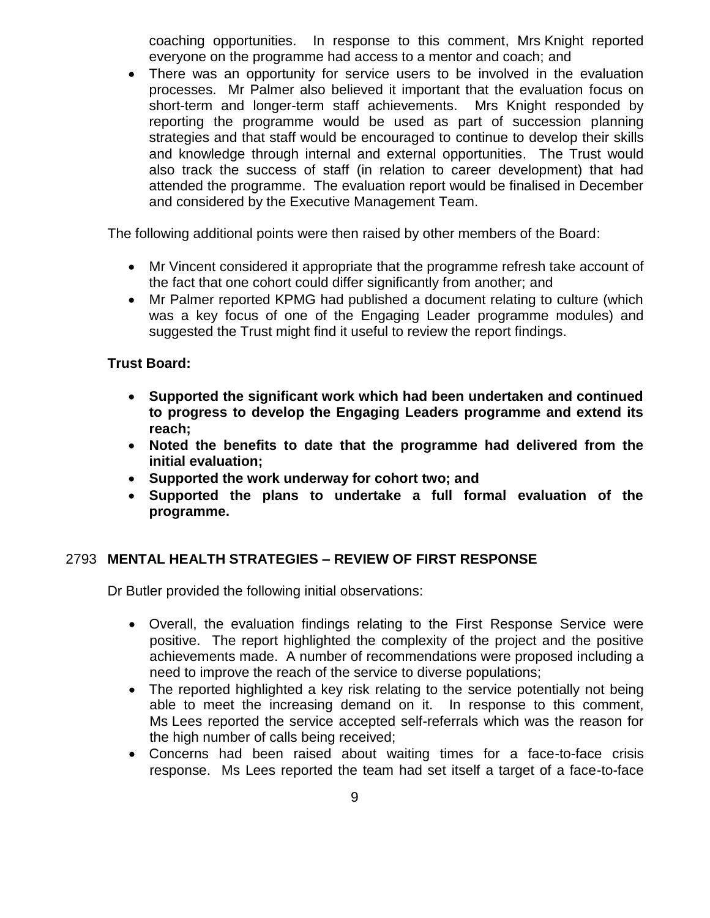coaching opportunities. In response to this comment, Mrs Knight reported everyone on the programme had access to a mentor and coach; and

- There was an opportunity for service users to be involved in the evaluation processes. Mr Palmer also believed it important that the evaluation focus on short-term and longer-term staff achievements. Mrs Knight responded by reporting the programme would be used as part of succession planning strategies and that staff would be encouraged to continue to develop their skills and knowledge through internal and external opportunities. The Trust would also track the success of staff (in relation to career development) that had attended the programme. The evaluation report would be finalised in December and considered by the Executive Management Team.

The following additional points were then raised by other members of the Board:

- Mr Vincent considered it appropriate that the programme refresh take account of the fact that one cohort could differ significantly from another; and
- Mr Palmer reported KPMG had published a document relating to culture (which was a key focus of one of the Engaging Leader programme modules) and suggested the Trust might find it useful to review the report findings.

**Trust Board:**

- **Supported the significant work which had been undertaken and continued to progress to develop the Engaging Leaders programme and extend its reach;**
- **Noted the benefits to date that the programme had delivered from the initial evaluation;**
- **Supported the work underway for cohort two; and**
- **Supported the plans to undertake a full formal evaluation of the programme.**

## 2793 MENTAL HEALTH STRATEGIES – REVIEW OF FIRST RESPONSE

Dr Butler provided the following initial observations:

- Overall, the evaluation findings relating to the First Response Service were positive. The report highlighted the complexity of the project and the positive achievements made. A number of recommendations were proposed including a need to improve the reach of the service to diverse populations;
- The reported highlighted a key risk relating to the service potentially not being able to meet the increasing demand on it. In response to this comment, Ms Lees reported the service accepted self-referrals which was the reason for the high number of calls being received;
- Concerns had been raised about waiting times for a face-to-face crisis response. Ms Lees reported the team had set itself a target of a face-to-face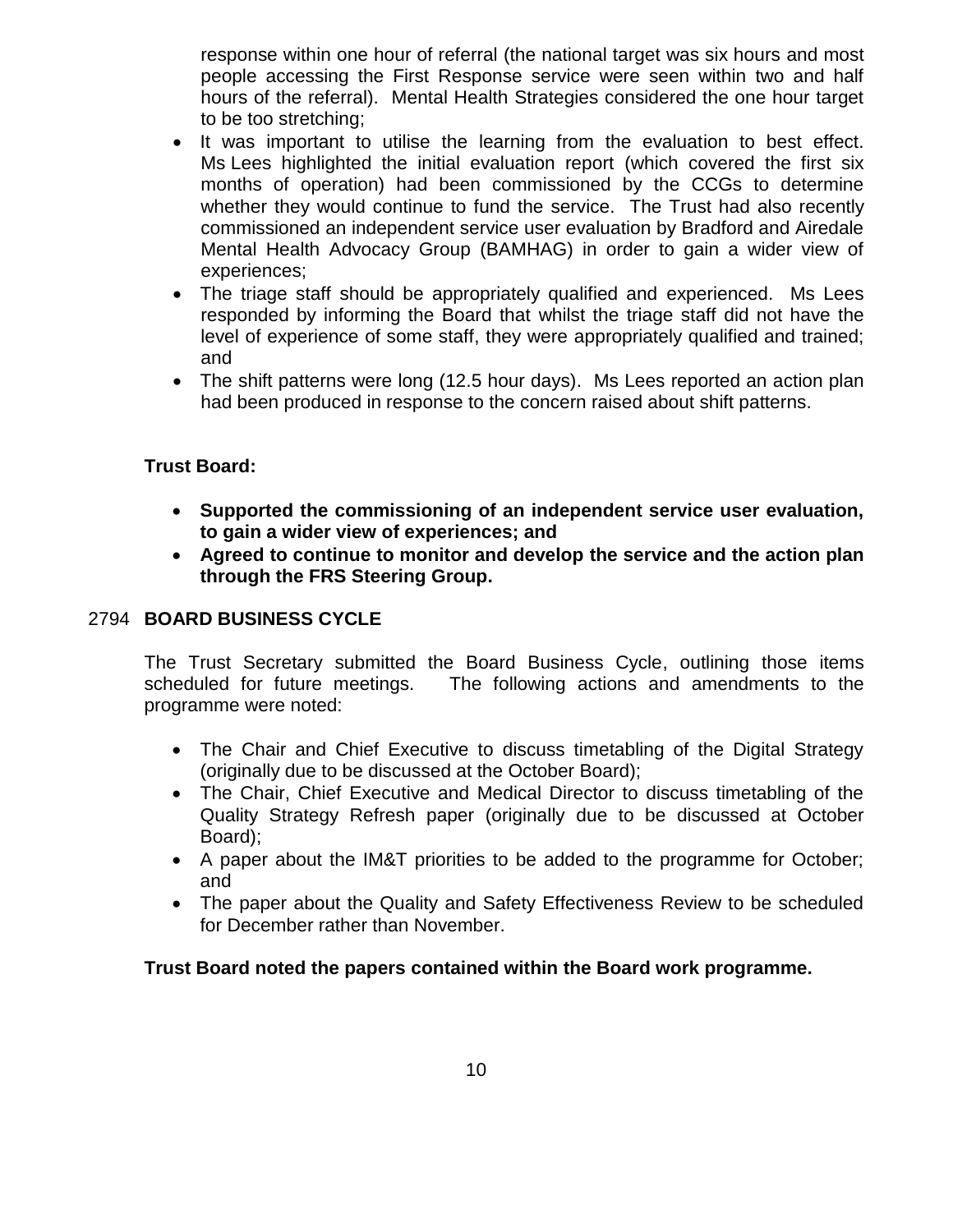response within one hour of referral (the national target was six hours and most people accessing the First Response service were seen within two and half hours of the referral). Mental Health Strategies considered the one hour target to be too stretching;

- It was important to utilise the learning from the evaluation to best effect. Ms Lees highlighted the initial evaluation report (which covered the first six months of operation) had been commissioned by the CCGs to determine whether they would continue to fund the service. The Trust had also recently commissioned an independent service user evaluation by Bradford and Airedale Mental Health Advocacy Group (BAMHAG) in order to gain a wider view of experiences;
- The triage staff should be appropriately qualified and experienced. Ms Lees responded by informing the Board that whilst the triage staff did not have the level of experience of some staff, they were appropriately qualified and trained; and
- The shift patterns were long (12.5 hour days). Ms Lees reported an action plan had been produced in response to the concern raised about shift patterns.

**Trust Board:**

- **Supported the commissioning of an independent service user evaluation, to gain a wider view of experiences; and**
- **Agreed to continue to monitor and develop the service and the action plan through the FRS Steering Group.**

## 2794 BOARD BUSINESS CYCLE

The Trust Secretary submitted the Board Business Cycle, outlining those items scheduled for future meetings. The following actions and amendments to the programme were noted:

- The Chair and Chief Executive to discuss timetabling of the Digital Strategy (originally due to be discussed at the October Board);
- The Chair, Chief Executive and Medical Director to discuss timetabling of the Quality Strategy Refresh paper (originally due to be discussed at October Board);
- A paper about the IM&T priorities to be added to the programme for October; and
- The paper about the Quality and Safety Effectiveness Review to be scheduled for December rather than November.

**Trust Board noted the papers contained within the Board work programme.**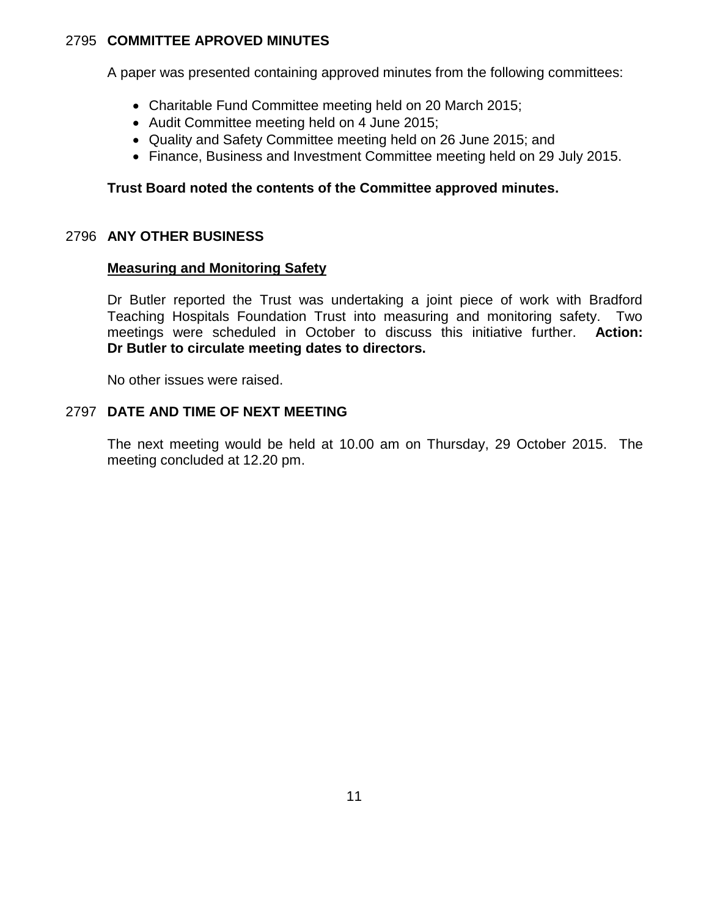## 2795 COMMITTEE APROVED MINUTES

A paper was presented containing approved minutes from the following committees:

- Charitable Fund Committee meeting held on 20 March 2015;
- Audit Committee meeting held on 4 June 2015;
- Quality and Safety Committee meeting held on 26 June 2015; and
- Finance, Business and Investment Committee meeting held on 29 July 2015.

**Trust Board noted the contents of the Committee approved minutes.**

## 2796 ANY OTHER BUSINESS

**Measuring and Monitoring Safety**

Dr Butler reported the Trust was undertaking a joint piece of work with Bradford Teaching Hospitals Foundation Trust into measuring and monitoring safety. Two meetings were scheduled in October to discuss this initiative further. **Action: Dr Butler to circulate meeting dates to directors.**

No other issues were raised.

## 2797 DATE AND TIME OF NEXT MEETING

The next meeting would be held at 10.00 am on Thursday, 29 October 2015. The meeting concluded at 12.20 pm.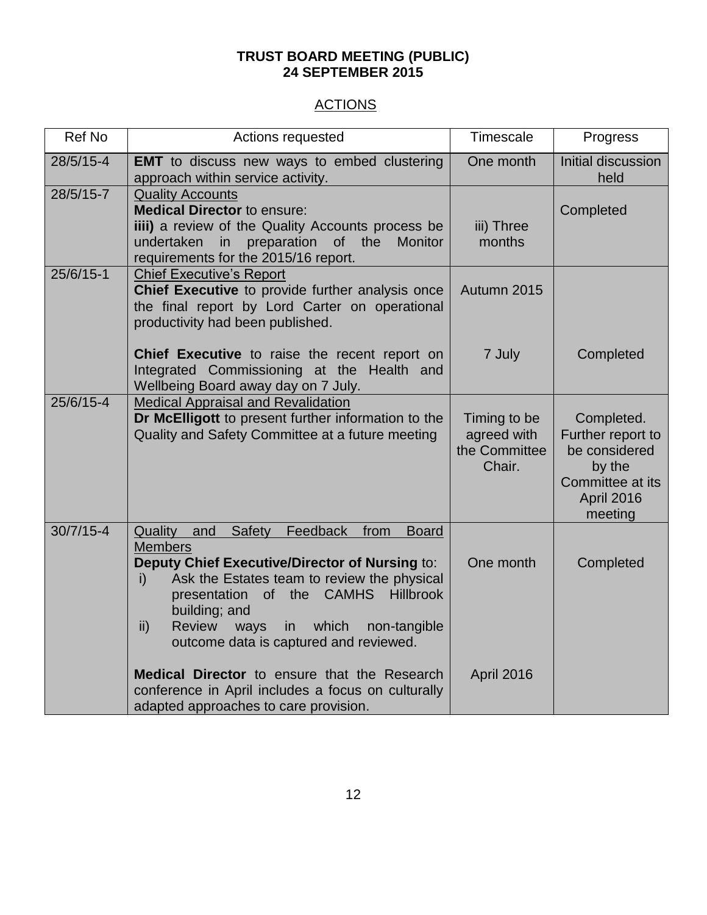**TRUST BOARD MEETING (PUBLIC)**
**24 SEPTEMBER 2015**

ACTIONS

| Ref No | Actions requested | Timescale | Progress |
|---|---|---|---|
| 28/5/15-4 | **EMT** to discuss new ways to embed clustering approach within service activity. | One month | Initial discussion held |
| 28/5/15-7 | Quality Accounts<br>**Medical Director** to ensure:<br>**iiii)** a review of the Quality Accounts process be undertaken in preparation of the Monitor requirements for the 2015/16 report. | iii) Three months | Completed |
| 25/6/15-1 | Chief Executive's Report<br>**Chief Executive** to provide further analysis once the final report by Lord Carter on operational productivity had been published.<br><br>**Chief Executive** to raise the recent report on Integrated Commissioning at the Health and Wellbeing Board away day on 7 July. | Autumn 2015<br><br>7 July | <br><br>Completed |
| 25/6/15-4 | Medical Appraisal and Revalidation<br>**Dr McElligott** to present further information to the Quality and Safety Committee at a future meeting | Timing to be agreed with the Committee Chair. | Completed. Further report to be considered by the Committee at its April 2016 meeting |
| 30/7/15-4 | Quality and Safety Feedback from Board Members<br>**Deputy Chief Executive/Director of Nursing** to:<br>i) Ask the Estates team to review the physical presentation of the CAMHS Hillbrook building; and<br>ii) Review ways in which non-tangible outcome data is captured and reviewed.<br><br>**Medical Director** to ensure that the Research conference in April includes a focus on culturally adapted approaches to care provision. | One month<br><br>April 2016 | Completed |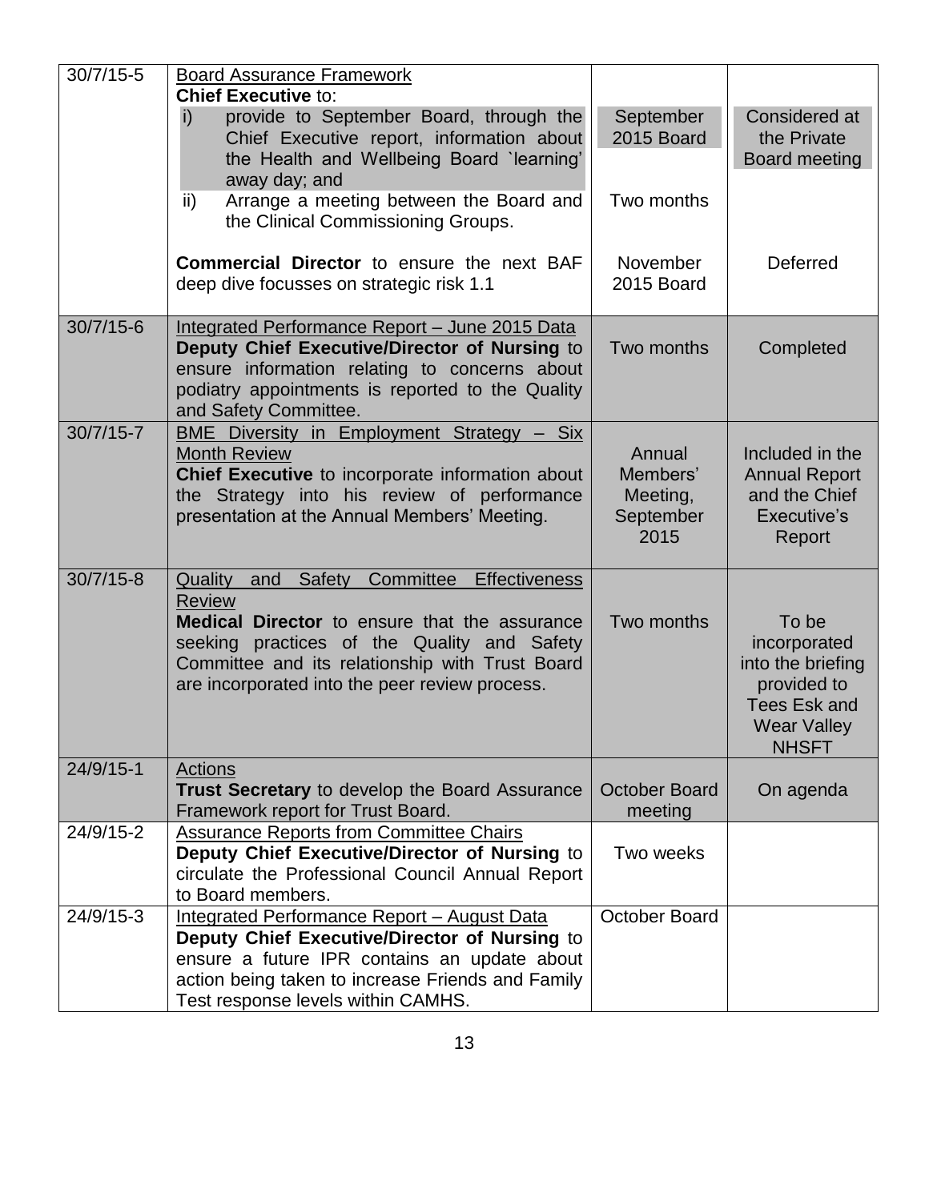| | | | |
|---|---|---|---|
| 30/7/15-5 | Board Assurance Framework<br>**Chief Executive** to:<br>i) provide to September Board, through the Chief Executive report, information about the Health and Wellbeing Board `learning' away day; and<br>ii) Arrange a meeting between the Board and the Clinical Commissioning Groups.<br><br>**Commercial Director** to ensure the next BAF deep dive focusses on strategic risk 1.1 | September 2015 Board<br><br>Two months<br><br>November 2015 Board | Considered at the Private Board meeting<br><br><br><br>Deferred |
| 30/7/15-6 | Integrated Performance Report – June 2015 Data<br>**Deputy Chief Executive/Director of Nursing** to ensure information relating to concerns about podiatry appointments is reported to the Quality and Safety Committee. | Two months | Completed |
| 30/7/15-7 | BME Diversity in Employment Strategy – Six Month Review<br>**Chief Executive** to incorporate information about the Strategy into his review of performance presentation at the Annual Members' Meeting. | Annual Members' Meeting, September 2015 | Included in the Annual Report and the Chief Executive's Report |
| 30/7/15-8 | Quality and Safety Committee Effectiveness Review<br>**Medical Director** to ensure that the assurance seeking practices of the Quality and Safety Committee and its relationship with Trust Board are incorporated into the peer review process. | Two months | To be incorporated into the briefing provided to Tees Esk and Wear Valley NHSFT |
| 24/9/15-1 | Actions<br>**Trust Secretary** to develop the Board Assurance Framework report for Trust Board. | October Board meeting | On agenda |
| 24/9/15-2 | Assurance Reports from Committee Chairs<br>**Deputy Chief Executive/Director of Nursing** to circulate the Professional Council Annual Report to Board members. | Two weeks | |
| 24/9/15-3 | Integrated Performance Report – August Data<br>**Deputy Chief Executive/Director of Nursing** to ensure a future IPR contains an update about action being taken to increase Friends and Family Test response levels within CAMHS. | October Board | |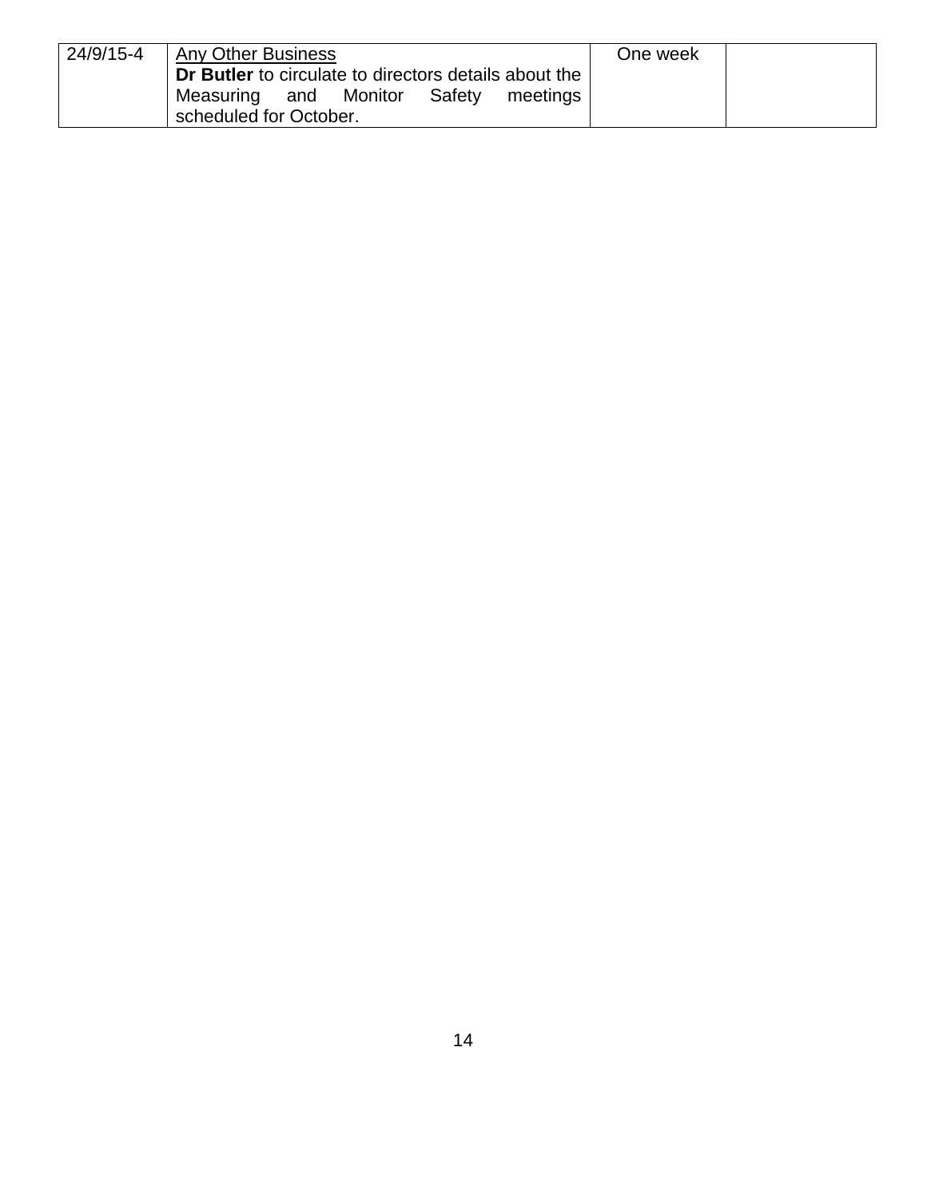| | | | |
|---|---|---|---|
| 24/9/15-4 | Any Other Business<br>**Dr Butler** to circulate to directors details about the Measuring and Monitor Safety meetings scheduled for October. | One week | |